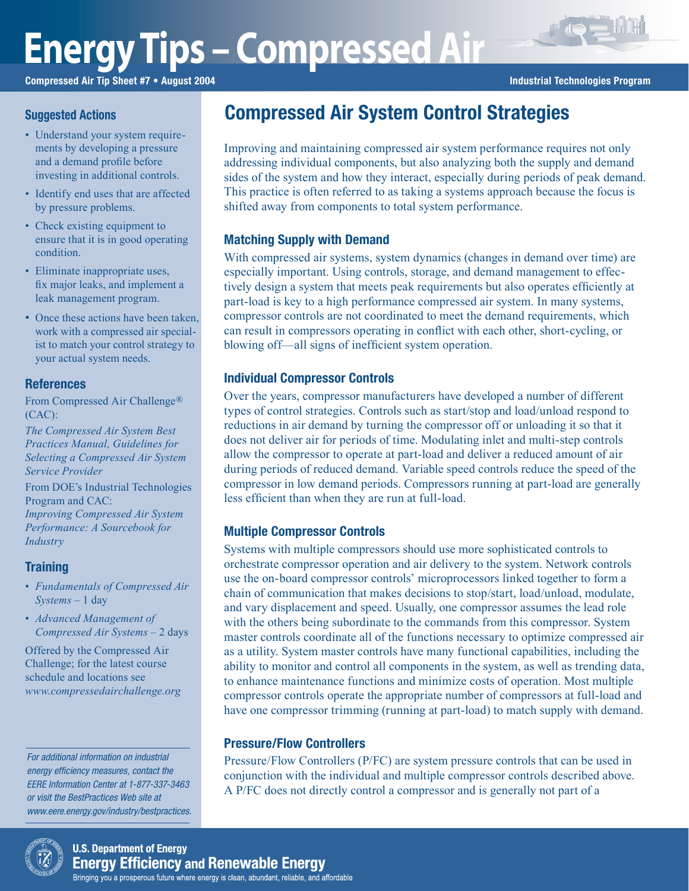# Energy Tips – Compressed Air

**Compressed Air Tip Sheet #7 • August 2004** **Industrial Technologies Program**

## Compressed Air System Control Strategies

Improving and maintaining compressed air system performance requires not only addressing individual components, but also analyzing both the supply and demand sides of the system and how they interact, especially during periods of peak demand. This practice is often referred to as taking a systems approach because the focus is shifted away from components to total system performance.

### Matching Supply with Demand

With compressed air systems, system dynamics (changes in demand over time) are especially important. Using controls, storage, and demand management to effectively design a system that meets peak requirements but also operates efficiently at part-load is key to a high performance compressed air system. In many systems, compressor controls are not coordinated to meet the demand requirements, which can result in compressors operating in conflict with each other, short-cycling, or blowing off—all signs of inefficient system operation.

### Individual Compressor Controls

Over the years, compressor manufacturers have developed a number of different types of control strategies. Controls such as start/stop and load/unload respond to reductions in air demand by turning the compressor off or unloading it so that it does not deliver air for periods of time. Modulating inlet and multi-step controls allow the compressor to operate at part-load and deliver a reduced amount of air during periods of reduced demand. Variable speed controls reduce the speed of the compressor in low demand periods. Compressors running at part-load are generally less efficient than when they are run at full-load.

### Multiple Compressor Controls

Systems with multiple compressors should use more sophisticated controls to orchestrate compressor operation and air delivery to the system. Network controls use the on-board compressor controls' microprocessors linked together to form a chain of communication that makes decisions to stop/start, load/unload, modulate, and vary displacement and speed. Usually, one compressor assumes the lead role with the others being subordinate to the commands from this compressor. System master controls coordinate all of the functions necessary to optimize compressed air as a utility. System master controls have many functional capabilities, including the ability to monitor and control all components in the system, as well as trending data, to enhance maintenance functions and minimize costs of operation. Most multiple compressor controls operate the appropriate number of compressors at full-load and have one compressor trimming (running at part-load) to match supply with demand.

### Pressure/Flow Controllers

Pressure/Flow Controllers (P/FC) are system pressure controls that can be used in conjunction with the individual and multiple compressor controls described above. A P/FC does not directly control a compressor and is generally not part of a

### Suggested Actions

- Understand your system requirements by developing a pressure and a demand profile before investing in additional controls.
- Identify end uses that are affected by pressure problems.
- Check existing equipment to ensure that it is in good operating condition.
- Eliminate inappropriate uses, fix major leaks, and implement a leak management program.
- Once these actions have been taken, work with a compressed air specialist to match your control strategy to your actual system needs.

### References

From Compressed Air Challenge® (CAC):

*The Compressed Air System Best Practices Manual, Guidelines for Selecting a Compressed Air System Service Provider*

From DOE's Industrial Technologies Program and CAC:
*Improving Compressed Air System Performance: A Sourcebook for Industry*

### Training

- *Fundamentals of Compressed Air Systems* – 1 day
- *Advanced Management of Compressed Air Systems* – 2 days

Offered by the Compressed Air Challenge; for the latest course schedule and locations see *www.compressedairchallenge.org*

*For additional information on industrial energy efficiency measures, contact the EERE Information Center at 1-877-337-3463 or visit the BestPractices Web site at www.eere.energy.gov/industry/bestpractices.*

**U.S. Department of Energy**
**Energy Efficiency and Renewable Energy**
Bringing you a prosperous future where energy is clean, abundant, reliable, and affordable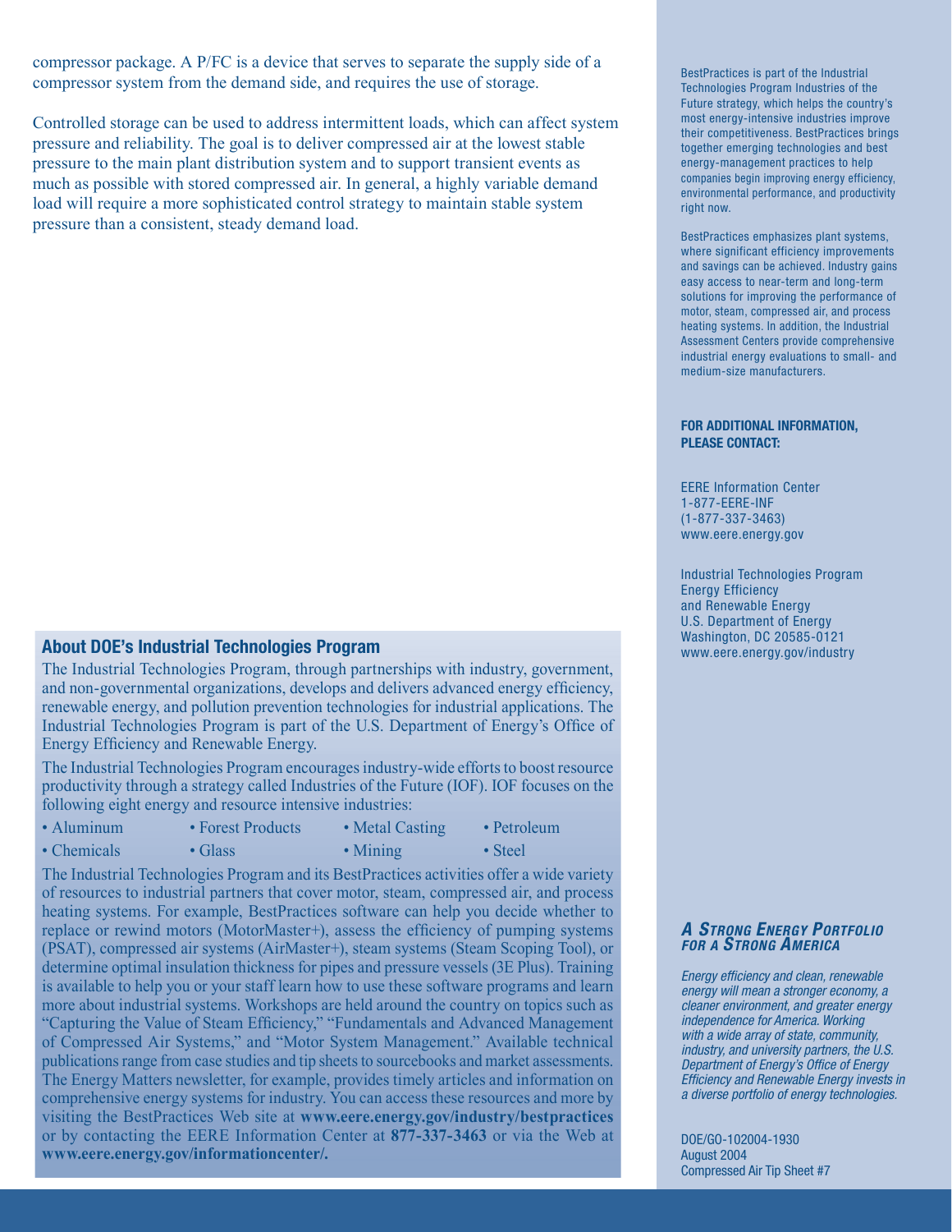compressor package. A P/FC is a device that serves to separate the supply side of a compressor system from the demand side, and requires the use of storage.

Controlled storage can be used to address intermittent loads, which can affect system pressure and reliability. The goal is to deliver compressed air at the lowest stable pressure to the main plant distribution system and to support transient events as much as possible with stored compressed air. In general, a highly variable demand load will require a more sophisticated control strategy to maintain stable system pressure than a consistent, steady demand load.

## About DOE's Industrial Technologies Program

The Industrial Technologies Program, through partnerships with industry, government, and non-governmental organizations, develops and delivers advanced energy efficiency, renewable energy, and pollution prevention technologies for industrial applications. The Industrial Technologies Program is part of the U.S. Department of Energy's Office of Energy Efficiency and Renewable Energy.

The Industrial Technologies Program encourages industry-wide efforts to boost resource productivity through a strategy called Industries of the Future (IOF). IOF focuses on the following eight energy and resource intensive industries:

- Aluminum
- Forest Products
- Metal Casting
- Petroleum
- Chemicals
- Glass
- Mining
- Steel

The Industrial Technologies Program and its BestPractices activities offer a wide variety of resources to industrial partners that cover motor, steam, compressed air, and process heating systems. For example, BestPractices software can help you decide whether to replace or rewind motors (MotorMaster+), assess the efficiency of pumping systems (PSAT), compressed air systems (AirMaster+), steam systems (Steam Scoping Tool), or determine optimal insulation thickness for pipes and pressure vessels (3E Plus). Training is available to help you or your staff learn how to use these software programs and learn more about industrial systems. Workshops are held around the country on topics such as "Capturing the Value of Steam Efficiency," "Fundamentals and Advanced Management of Compressed Air Systems," and "Motor System Management." Available technical publications range from case studies and tip sheets to sourcebooks and market assessments. The Energy Matters newsletter, for example, provides timely articles and information on comprehensive energy systems for industry. You can access these resources and more by visiting the BestPractices Web site at **www.eere.energy.gov/industry/bestpractices** or by contacting the EERE Information Center at **877-337-3463** or via the Web at **www.eere.energy.gov/informationcenter/.**

BestPractices is part of the Industrial Technologies Program Industries of the Future strategy, which helps the country's most energy-intensive industries improve their competitiveness. BestPractices brings together emerging technologies and best energy-management practices to help companies begin improving energy efficiency, environmental performance, and productivity right now.

BestPractices emphasizes plant systems, where significant efficiency improvements and savings can be achieved. Industry gains easy access to near-term and long-term solutions for improving the performance of motor, steam, compressed air, and process heating systems. In addition, the Industrial Assessment Centers provide comprehensive industrial energy evaluations to small- and medium-size manufacturers.

**FOR ADDITIONAL INFORMATION, PLEASE CONTACT:**

EERE Information Center
1-877-EERE-INF
(1-877-337-3463)
www.eere.energy.gov

Industrial Technologies Program
Energy Efficiency
and Renewable Energy
U.S. Department of Energy
Washington, DC 20585-0121
www.eere.energy.gov/industry

***A Strong Energy Portfolio for a Strong America***

*Energy efficiency and clean, renewable energy will mean a stronger economy, a cleaner environment, and greater energy independence for America. Working with a wide array of state, community, industry, and university partners, the U.S. Department of Energy's Office of Energy Efficiency and Renewable Energy invests in a diverse portfolio of energy technologies.*

DOE/GO-102004-1930
August 2004
Compressed Air Tip Sheet #7